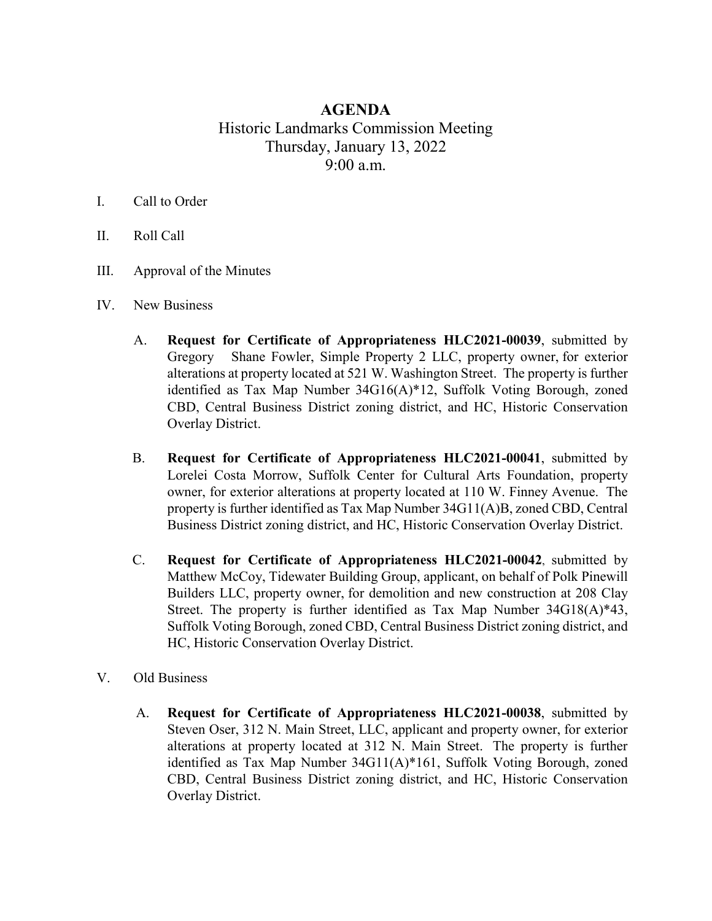# AGENDA

Historic Landmarks Commission Meeting
Thursday, January 13, 2022
9:00 a.m.

I. Call to Order

II. Roll Call

III. Approval of the Minutes

IV. New Business

A. **Request for Certificate of Appropriateness HLC2021-00039**, submitted by Gregory Shane Fowler, Simple Property 2 LLC, property owner, for exterior alterations at property located at 521 W. Washington Street. The property is further identified as Tax Map Number 34G16(A)*12, Suffolk Voting Borough, zoned CBD, Central Business District zoning district, and HC, Historic Conservation Overlay District.

B. **Request for Certificate of Appropriateness HLC2021-00041**, submitted by Lorelei Costa Morrow, Suffolk Center for Cultural Arts Foundation, property owner, for exterior alterations at property located at 110 W. Finney Avenue. The property is further identified as Tax Map Number 34G11(A)B, zoned CBD, Central Business District zoning district, and HC, Historic Conservation Overlay District.

C. **Request for Certificate of Appropriateness HLC2021-00042**, submitted by Matthew McCoy, Tidewater Building Group, applicant, on behalf of Polk Pinewill Builders LLC, property owner, for demolition and new construction at 208 Clay Street. The property is further identified as Tax Map Number 34G18(A)*43, Suffolk Voting Borough, zoned CBD, Central Business District zoning district, and HC, Historic Conservation Overlay District.

V. Old Business

A. **Request for Certificate of Appropriateness HLC2021-00038**, submitted by Steven Oser, 312 N. Main Street, LLC, applicant and property owner, for exterior alterations at property located at 312 N. Main Street. The property is further identified as Tax Map Number 34G11(A)*161, Suffolk Voting Borough, zoned CBD, Central Business District zoning district, and HC, Historic Conservation Overlay District.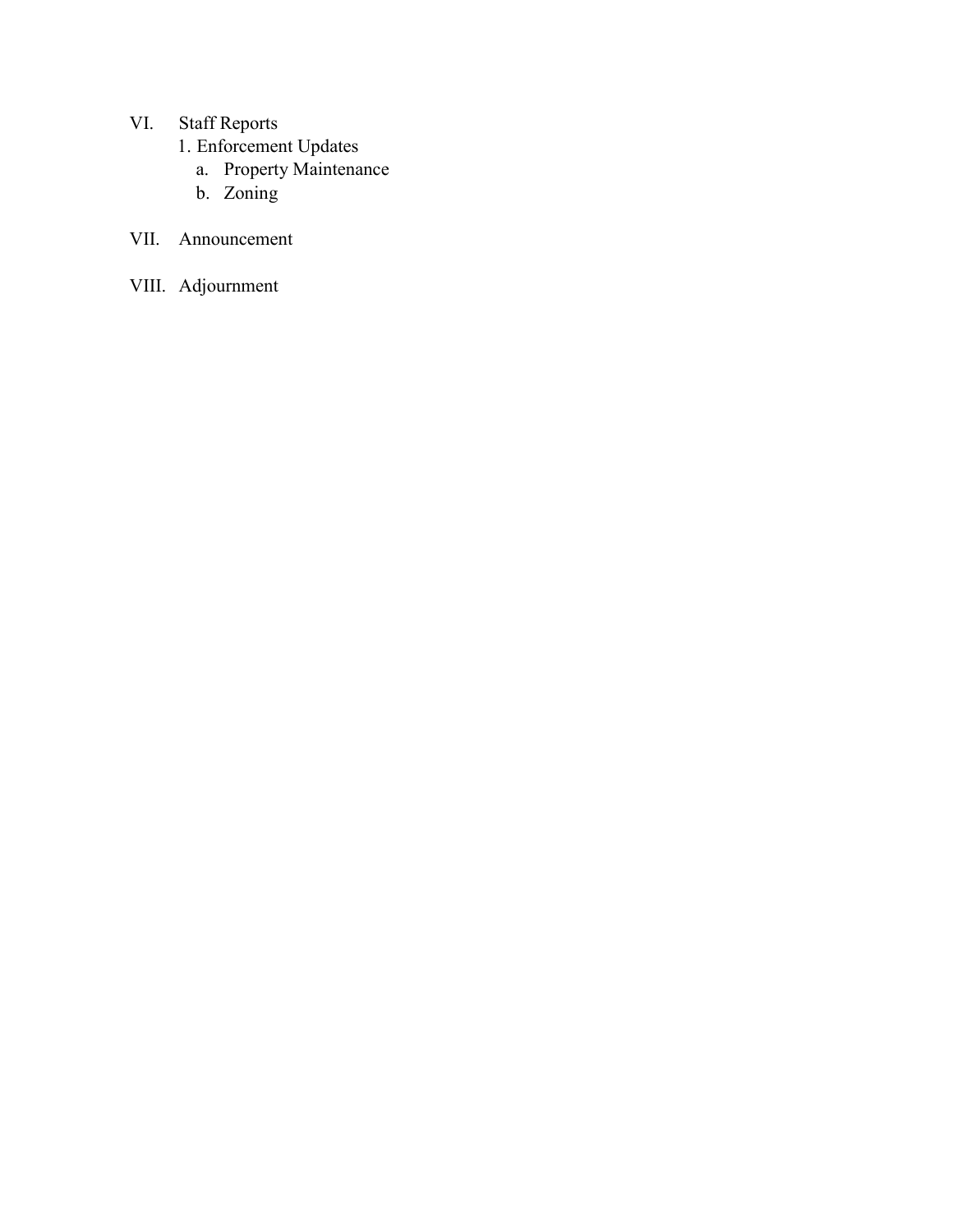VI. Staff Reports
   1. Enforcement Updates
      a. Property Maintenance
      b. Zoning

VII. Announcement

VIII. Adjournment